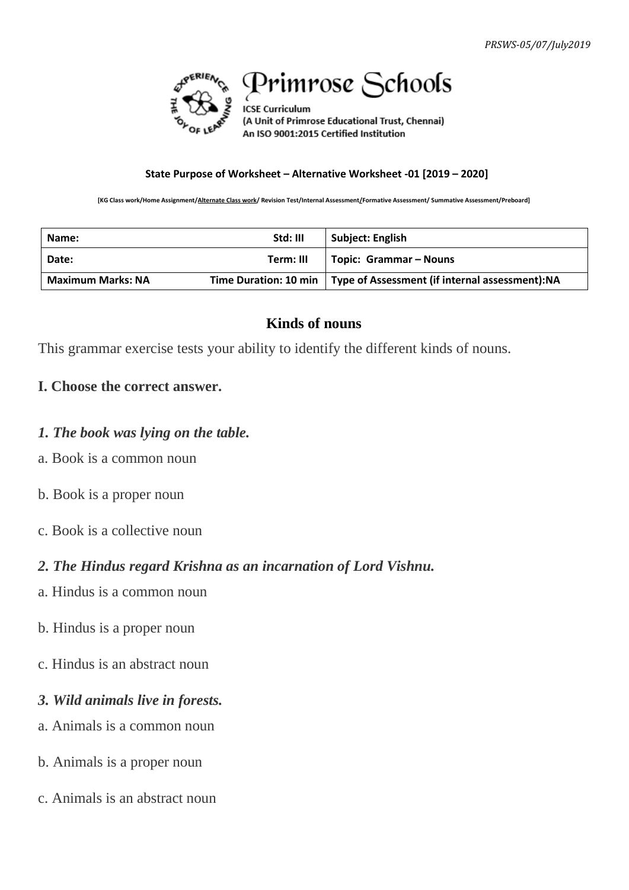PRSWS-05/07/July2019

Primrose Schools

ICSE Curriculum
(A Unit of Primrose Educational Trust, Chennai)
An ISO 9001:2015 Certified Institution

**State Purpose of Worksheet – Alternative Worksheet -01 [2019 – 2020]**

**[KG Class work/Home Assignment/Alternate Class work/ Revision Test/Internal Assessment/Formative Assessment/ Summative Assessment/Preboard]**

| Name: Std: III | Subject: English |
|---|---|
| Date: Term: III | Topic: Grammar – Nouns |
| Maximum Marks: NA Time Duration: 10 min | Type of Assessment (if internal assessment):NA |

## Kinds of nouns

This grammar exercise tests your ability to identify the different kinds of nouns.

### I. Choose the correct answer.

***1. The book was lying on the table.***

a. Book is a common noun

b. Book is a proper noun

c. Book is a collective noun

***2. The Hindus regard Krishna as an incarnation of Lord Vishnu.***

a. Hindus is a common noun

b. Hindus is a proper noun

c. Hindus is an abstract noun

***3. Wild animals live in forests.***

a. Animals is a common noun

b. Animals is a proper noun

c. Animals is an abstract noun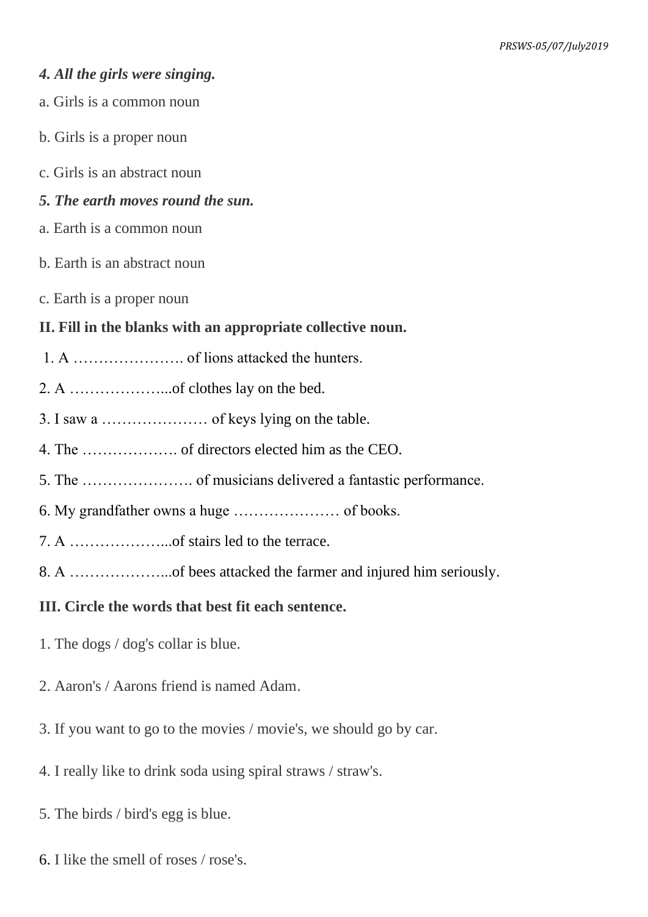***4. All the girls were singing.***

a. Girls is a common noun

b. Girls is a proper noun

c. Girls is an abstract noun

***5. The earth moves round the sun.***

a. Earth is a common noun

b. Earth is an abstract noun

c. Earth is a proper noun

**II. Fill in the blanks with an appropriate collective noun.**

1. A …………………. of lions attacked the hunters.
2. A ………………...of clothes lay on the bed.
3. I saw a ………………… of keys lying on the table.
4. The ………………. of directors elected him as the CEO.
5. The …………………. of musicians delivered a fantastic performance.
6. My grandfather owns a huge ………………… of books.
7. A ………………...of stairs led to the terrace.
8. A ………………...of bees attacked the farmer and injured him seriously.

**III. Circle the words that best fit each sentence.**

1. The dogs / dog's collar is blue.
2. Aaron's / Aarons friend is named Adam.
3. If you want to go to the movies / movie's, we should go by car.
4. I really like to drink soda using spiral straws / straw's.
5. The birds / bird's egg is blue.
6. I like the smell of roses / rose's.